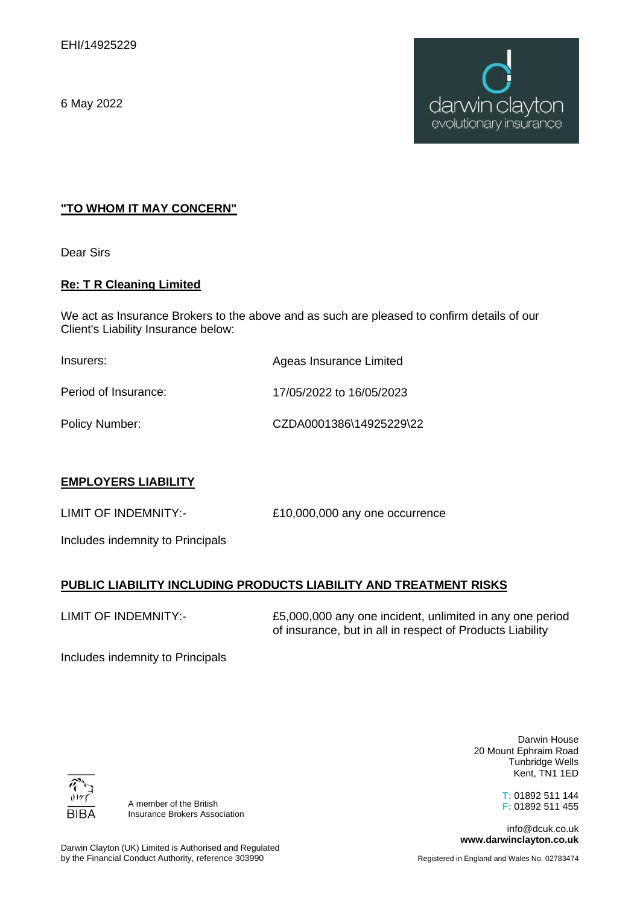EHI/14925229

6 May 2022

darwin clayton
evolutionary insurance

**"TO WHOM IT MAY CONCERN"**

Dear Sirs

**Re: T R Cleaning Limited**

We act as Insurance Brokers to the above and as such are pleased to confirm details of our Client's Liability Insurance below:

| | |
|---|---|
| Insurers: | Ageas Insurance Limited |
| Period of Insurance: | 17/05/2022 to 16/05/2023 |
| Policy Number: | CZDA0001386\14925229\22 |

**EMPLOYERS LIABILITY**

LIMIT OF INDEMNITY:- £10,000,000 any one occurrence

Includes indemnity to Principals

**PUBLIC LIABILITY INCLUDING PRODUCTS LIABILITY AND TREATMENT RISKS**

LIMIT OF INDEMNITY:- £5,000,000 any one incident, unlimited in any one period of insurance, but in all in respect of Products Liability

Includes indemnity to Principals

Darwin House
20 Mount Ephraim Road
Tunbridge Wells
Kent, TN1 1ED

T: 01892 511 144
F: 01892 511 455

info@dcuk.co.uk
**www.darwinclayton.co.uk**

BIBA

A member of the British Insurance Brokers Association

Darwin Clayton (UK) Limited is Authorised and Regulated by the Financial Conduct Authority, reference 303990

Registered in England and Wales No. 02783474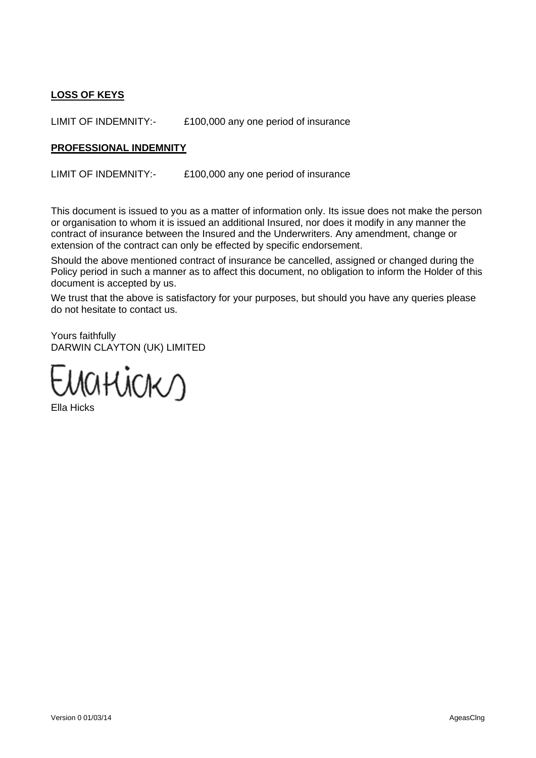**<u>LOSS OF KEYS</u>**

LIMIT OF INDEMNITY:- £100,000 any one period of insurance

**<u>PROFESSIONAL INDEMNITY</u>**

LIMIT OF INDEMNITY:- £100,000 any one period of insurance

This document is issued to you as a matter of information only. Its issue does not make the person or organisation to whom it is issued an additional Insured, nor does it modify in any manner the contract of insurance between the Insured and the Underwriters. Any amendment, change or extension of the contract can only be effected by specific endorsement.

Should the above mentioned contract of insurance be cancelled, assigned or changed during the Policy period in such a manner as to affect this document, no obligation to inform the Holder of this document is accepted by us.

We trust that the above is satisfactory for your purposes, but should you have any queries please do not hesitate to contact us.

Yours faithfully
DARWIN CLAYTON (UK) LIMITED

Ella Hicks

Ella Hicks